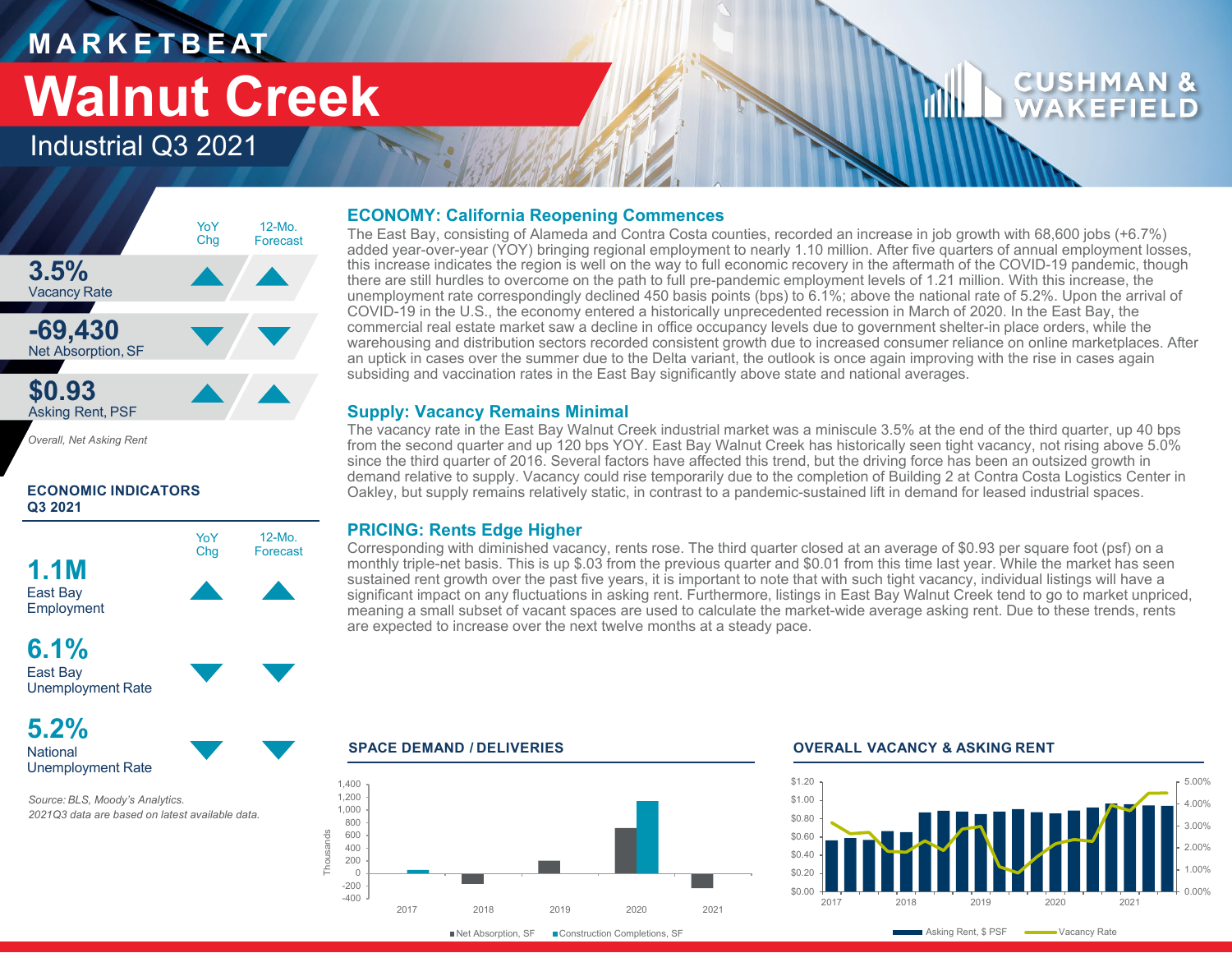# MARKETBEAT

# Walnut Creek

## Industrial Q3 2021

| | YoY Chg | 12-Mo. Forecast |
|---|---|---|
| **3.5%** Vacancy Rate | ▲ | ▲ |
| **-69,430** Net Absorption, SF | ▼ | ▼ |
| **$0.93** Asking Rent, PSF | ▲ | ▲ |

*Overall, Net Asking Rent*

**ECONOMIC INDICATORS Q3 2021**

| | YoY Chg | 12-Mo. Forecast |
|---|---|---|
| **1.1M** East Bay Employment | ▲ | ▲ |
| **6.1%** East Bay Unemployment Rate | ▼ | ▼ |
| **5.2%** National Unemployment Rate | ▼ | ▼ |

*Source: BLS, Moody's Analytics.*
*2021Q3 data are based on latest available data.*

### ECONOMY: California Reopening Commences

The East Bay, consisting of Alameda and Contra Costa counties, recorded an increase in job growth with 68,600 jobs (+6.7%) added year-over-year (YOY) bringing regional employment to nearly 1.10 million. After five quarters of annual employment losses, this increase indicates the region is well on the way to full economic recovery in the aftermath of the COVID-19 pandemic, though there are still hurdles to overcome on the path to full pre-pandemic employment levels of 1.21 million. With this increase, the unemployment rate correspondingly declined 450 basis points (bps) to 6.1%; above the national rate of 5.2%. Upon the arrival of COVID-19 in the U.S., the economy entered a historically unprecedented recession in March of 2020. In the East Bay, the commercial real estate market saw a decline in office occupancy levels due to government shelter-in place orders, while the warehousing and distribution sectors recorded consistent growth due to increased consumer reliance on online marketplaces. After an uptick in cases over the summer due to the Delta variant, the outlook is once again improving with the rise in cases again subsiding and vaccination rates in the East Bay significantly above state and national averages.

### Supply: Vacancy Remains Minimal

The vacancy rate in the East Bay Walnut Creek industrial market was a miniscule 3.5% at the end of the third quarter, up 40 bps from the second quarter and up 120 bps YOY. East Bay Walnut Creek has historically seen tight vacancy, not rising above 5.0% since the third quarter of 2016. Several factors have affected this trend, but the driving force has been an outsized growth in demand relative to supply. Vacancy could rise temporarily due to the completion of Building 2 at Contra Costa Logistics Center in Oakley, but supply remains relatively static, in contrast to a pandemic-sustained lift in demand for leased industrial spaces.

### PRICING: Rents Edge Higher

Corresponding with diminished vacancy, rents rose. The third quarter closed at an average of $0.93 per square foot (psf) on a monthly triple-net basis. This is up $.03 from the previous quarter and $0.01 from this time last year. While the market has seen sustained rent growth over the past five years, it is important to note that with such tight vacancy, individual listings will have a significant impact on any fluctuations in asking rent. Furthermore, listings in East Bay Walnut Creek tend to go to market unpriced, meaning a small subset of vacant spaces are used to calculate the market-wide average asking rent. Due to these trends, rents are expected to increase over the next twelve months at a steady pace.

### SPACE DEMAND / DELIVERIES

(Thousands; Net Absorption, SF and Construction Completions, SF; 2017–2021)

### OVERALL VACANCY & ASKING RENT

(Asking Rent, $ PSF and Vacancy Rate; 2017–2021)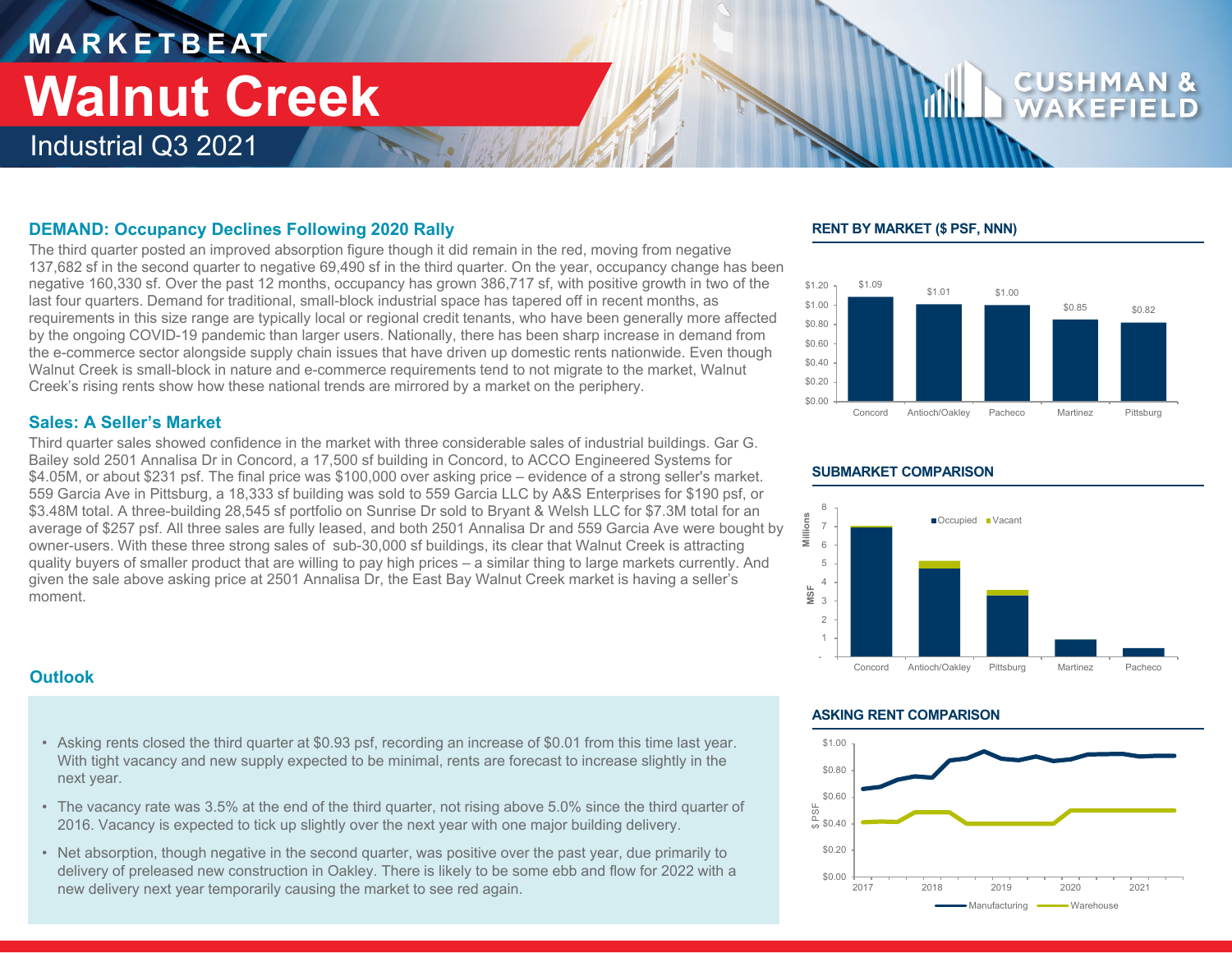# MARKETBEAT

# Walnut Creek

## Industrial Q3 2021

### DEMAND: Occupancy Declines Following 2020 Rally

The third quarter posted an improved absorption figure though it did remain in the red, moving from negative 137,682 sf in the second quarter to negative 69,490 sf in the third quarter. On the year, occupancy change has been negative 160,330 sf. Over the past 12 months, occupancy has grown 386,717 sf, with positive growth in two of the last four quarters. Demand for traditional, small-block industrial space has tapered off in recent months, as requirements in this size range are typically local or regional credit tenants, who have been generally more affected by the ongoing COVID-19 pandemic than larger users. Nationally, there has been sharp increase in demand from the e-commerce sector alongside supply chain issues that have driven up domestic rents nationwide. Even though Walnut Creek is small-block in nature and e-commerce requirements tend to not migrate to the market, Walnut Creek's rising rents show how these national trends are mirrored by a market on the periphery.

### Sales: A Seller's Market

Third quarter sales showed confidence in the market with three considerable sales of industrial buildings. Gar G. Bailey sold 2501 Annalisa Dr in Concord, a 17,500 sf building in Concord, to ACCO Engineered Systems for $4.05M, or about $231 psf. The final price was $100,000 over asking price – evidence of a strong seller's market. 559 Garcia Ave in Pittsburg, a 18,333 sf building was sold to 559 Garcia LLC by A&S Enterprises for $190 psf, or $3.48M total. A three-building 28,545 sf portfolio on Sunrise Dr sold to Bryant & Welsh LLC for $7.3M total for an average of $257 psf. All three sales are fully leased, and both 2501 Annalisa Dr and 559 Garcia Ave were bought by owner-users. With these three strong sales of sub-30,000 sf buildings, its clear that Walnut Creek is attracting quality buyers of smaller product that are willing to pay high prices – a similar thing to large markets currently. And given the sale above asking price at 2501 Annalisa Dr, the East Bay Walnut Creek market is having a seller's moment.

### Outlook

- Asking rents closed the third quarter at $0.93 psf, recording an increase of $0.01 from this time last year. With tight vacancy and new supply expected to be minimal, rents are forecast to increase slightly in the next year.
- The vacancy rate was 3.5% at the end of the third quarter, not rising above 5.0% since the third quarter of 2016. Vacancy is expected to tick up slightly over the next year with one major building delivery.
- Net absorption, though negative in the second quarter, was positive over the past year, due primarily to delivery of preleased new construction in Oakley. There is likely to be some ebb and flow for 2022 with a new delivery next year temporarily causing the market to see red again.

### RENT BY MARKET ($ PSF, NNN)

| Market | Rent |
|---|---|
| Concord | $1.09 |
| Antioch/Oakley | $1.01 |
| Pacheco | $1.00 |
| Martinez | $0.85 |
| Pittsburg | $0.82 |

### SUBMARKET COMPARISON

MSF (Millions): Occupied / Vacant — Concord, Antioch/Oakley, Pittsburg, Martinez, Pacheco

### ASKING RENT COMPARISON

$ PSF, 2017–2021: Manufacturing, Warehouse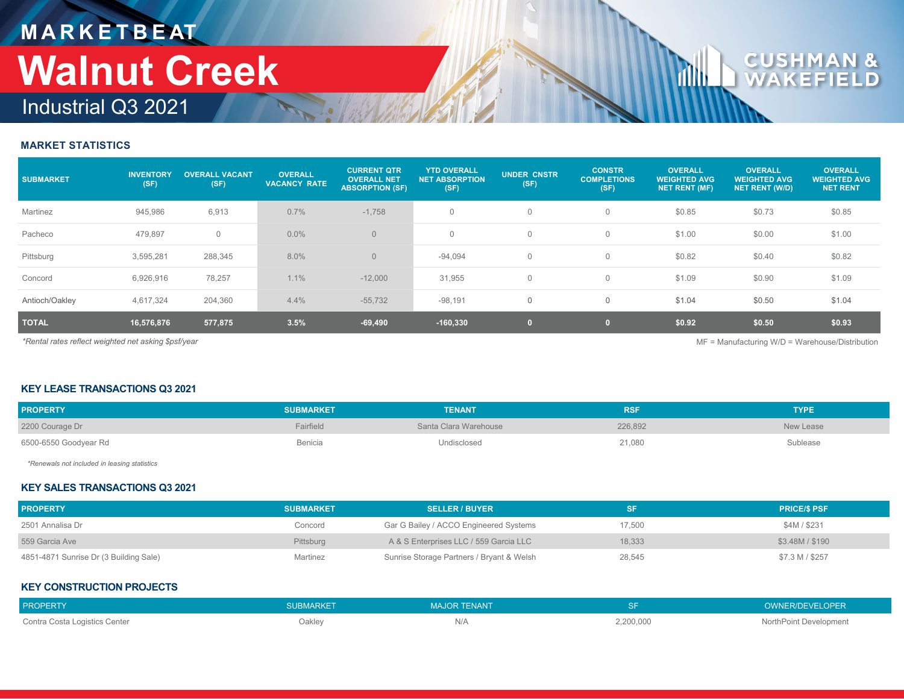# MARKETBEAT

# Walnut Creek

## Industrial Q3 2021

### MARKET STATISTICS

| SUBMARKET | INVENTORY (SF) | OVERALL VACANT (SF) | OVERALL VACANCY RATE | CURRENT QTR OVERALL NET ABSORPTION (SF) | YTD OVERALL NET ABSORPTION (SF) | UNDER CNSTR (SF) | CONSTR COMPLETIONS (SF) | OVERALL WEIGHTED AVG NET RENT (MF) | OVERALL WEIGHTED AVG NET RENT (W/D) | OVERALL WEIGHTED AVG NET RENT |
|---|---|---|---|---|---|---|---|---|---|---|
| Martinez | 945,986 | 6,913 | 0.7% | -1,758 | 0 | 0 | 0 | $0.85 | $0.73 | $0.85 |
| Pacheco | 479,897 | 0 | 0.0% | 0 | 0 | 0 | 0 | $1.00 | $0.00 | $1.00 |
| Pittsburg | 3,595,281 | 288,345 | 8.0% | 0 | -94,094 | 0 | 0 | $0.82 | $0.40 | $0.82 |
| Concord | 6,926,916 | 78,257 | 1.1% | -12,000 | 31,955 | 0 | 0 | $1.09 | $0.90 | $1.09 |
| Antioch/Oakley | 4,617,324 | 204,360 | 4.4% | -55,732 | -98,191 | 0 | 0 | $1.04 | $0.50 | $1.04 |
| **TOTAL** | **16,576,876** | **577,875** | **3.5%** | **-69,490** | **-160,330** | **0** | **0** | **$0.92** | **$0.50** | **$0.93** |

*\*Rental rates reflect weighted net asking $psf/year*

MF = Manufacturing W/D = Warehouse/Distribution

### KEY LEASE TRANSACTIONS Q3 2021

| PROPERTY | SUBMARKET | TENANT | RSF | TYPE |
|---|---|---|---|---|
| 2200 Courage Dr | Fairfield | Santa Clara Warehouse | 226,892 | New Lease |
| 6500-6550 Goodyear Rd | Benicia | Undisclosed | 21,080 | Sublease |

*\*Renewals not included in leasing statistics*

### KEY SALES TRANSACTIONS Q3 2021

| PROPERTY | SUBMARKET | SELLER / BUYER | SF | PRICE/$ PSF |
|---|---|---|---|---|
| 2501 Annalisa Dr | Concord | Gar G Bailey / ACCO Engineered Systems | 17,500 | $4M / $231 |
| 559 Garcia Ave | Pittsburg | A & S Enterprises LLC / 559 Garcia LLC | 18,333 | $3.48M / $190 |
| 4851-4871 Sunrise Dr (3 Building Sale) | Martinez | Sunrise Storage Partners / Bryant & Welsh | 28,545 | $7.3 M / $257 |

### KEY CONSTRUCTION PROJECTS

| PROPERTY | SUBMARKET | MAJOR TENANT | SF | OWNER/DEVELOPER |
|---|---|---|---|---|
| Contra Costa Logistics Center | Oakley | N/A | 2,200,000 | NorthPoint Development |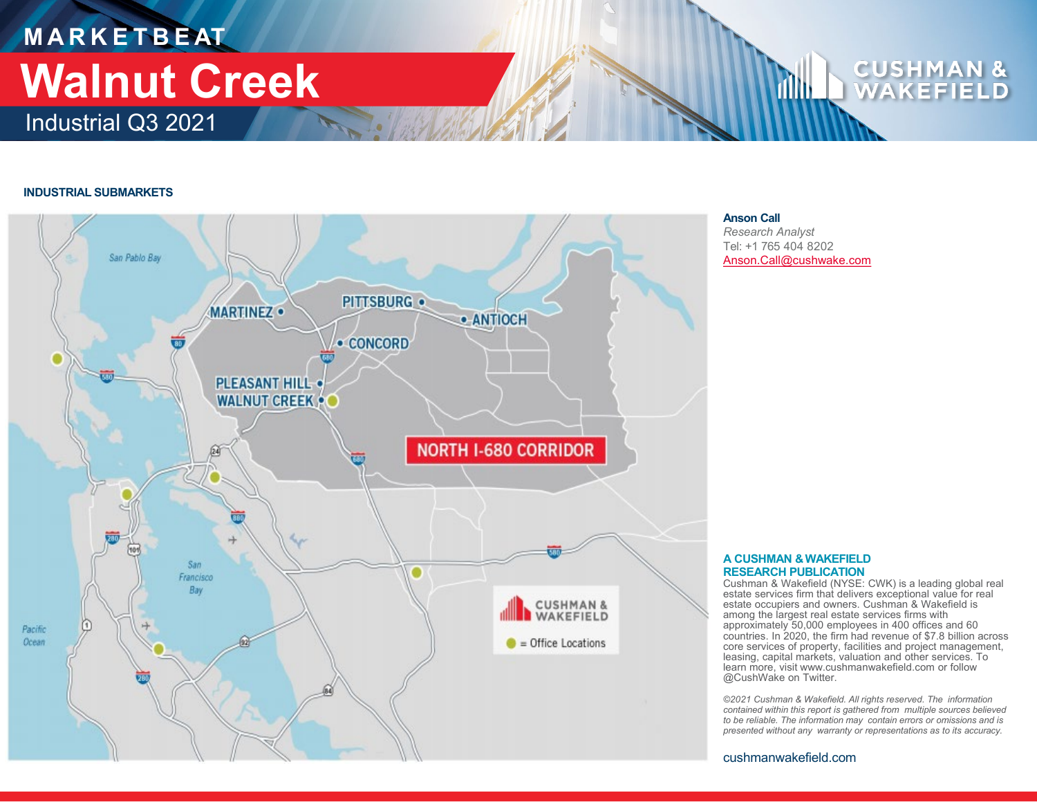# MARKETBEAT

# Walnut Creek

## Industrial Q3 2021

### INDUSTRIAL SUBMARKETS

MARTINEZ

PITTSBURG

ANTIOCH

CONCORD

PLEASANT HILL

WALNUT CREEK

NORTH I-680 CORRIDOR

San Pablo Bay

San Francisco Bay

Pacific Ocean

CUSHMAN & WAKEFIELD

= Office Locations

**Anson Call**
*Research Analyst*
Tel: +1 765 404 8202
Anson.Call@cushwake.com

**A CUSHMAN & WAKEFIELD RESEARCH PUBLICATION**

Cushman & Wakefield (NYSE: CWK) is a leading global real estate services firm that delivers exceptional value for real estate occupiers and owners. Cushman & Wakefield is among the largest real estate services firms with approximately 50,000 employees in 400 offices and 60 countries. In 2020, the firm had revenue of $7.8 billion across core services of property, facilities and project management, leasing, capital markets, valuation and other services. To learn more, visit www.cushmanwakefield.com or follow @CushWake on Twitter.

*©2021 Cushman & Wakefield. All rights reserved. The information contained within this report is gathered from multiple sources believed to be reliable. The information may contain errors or omissions and is presented without any warranty or representations as to its accuracy.*

cushmanwakefield.com